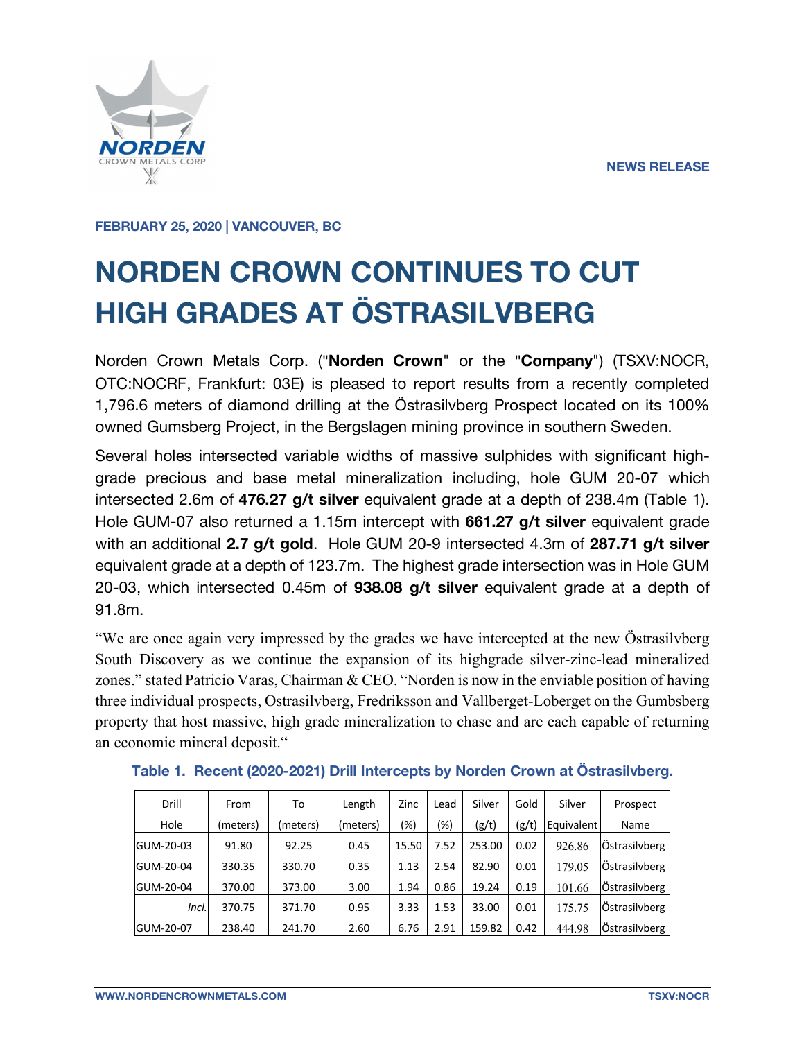NEWS RELEASE

**FEBRUARY 25, 2020 | VANCOUVER, BC**

# NORDEN CROWN CONTINUES TO CUT HIGH GRADES AT ÖSTRASILVBERG

Norden Crown Metals Corp. ("**Norden Crown**" or the "**Company**") (TSXV:NOCR, OTC:NOCRF, Frankfurt: 03E) is pleased to report results from a recently completed 1,796.6 meters of diamond drilling at the Östrasilvberg Prospect located on its 100% owned Gumsberg Project, in the Bergslagen mining province in southern Sweden.

Several holes intersected variable widths of massive sulphides with significant high-grade precious and base metal mineralization including, hole GUM 20-07 which intersected 2.6m of **476.27 g/t silver** equivalent grade at a depth of 238.4m (Table 1). Hole GUM-07 also returned a 1.15m intercept with **661.27 g/t silver** equivalent grade with an additional **2.7 g/t gold**. Hole GUM 20-9 intersected 4.3m of **287.71 g/t silver** equivalent grade at a depth of 123.7m. The highest grade intersection was in Hole GUM 20-03, which intersected 0.45m of **938.08 g/t silver** equivalent grade at a depth of 91.8m.

"We are once again very impressed by the grades we have intercepted at the new Östrasilvberg South Discovery as we continue the expansion of its highgrade silver-zinc-lead mineralized zones." stated Patricio Varas, Chairman & CEO. "Norden is now in the enviable position of having three individual prospects, Ostrasilvberg, Fredriksson and Vallberget-Loberget on the Gumbsberg property that host massive, high grade mineralization to chase and are each capable of returning an economic mineral deposit."

**Table 1. Recent (2020-2021) Drill Intercepts by Norden Crown at Östrasilvberg.**

| Drill Hole | From (meters) | To (meters) | Length (meters) | Zinc (%) | Lead (%) | Silver (g/t) | Gold (g/t) | Silver Equivalent | Prospect Name |
|---|---|---|---|---|---|---|---|---|---|
| GUM-20-03 | 91.80 | 92.25 | 0.45 | 15.50 | 7.52 | 253.00 | 0.02 | 926.86 | Östrasilvberg |
| GUM-20-04 | 330.35 | 330.70 | 0.35 | 1.13 | 2.54 | 82.90 | 0.01 | 179.05 | Östrasilvberg |
| GUM-20-04 | 370.00 | 373.00 | 3.00 | 1.94 | 0.86 | 19.24 | 0.19 | 101.66 | Östrasilvberg |
| *Incl.* | 370.75 | 371.70 | 0.95 | 3.33 | 1.53 | 33.00 | 0.01 | 175.75 | Östrasilvberg |
| GUM-20-07 | 238.40 | 241.70 | 2.60 | 6.76 | 2.91 | 159.82 | 0.42 | 444.98 | Östrasilvberg |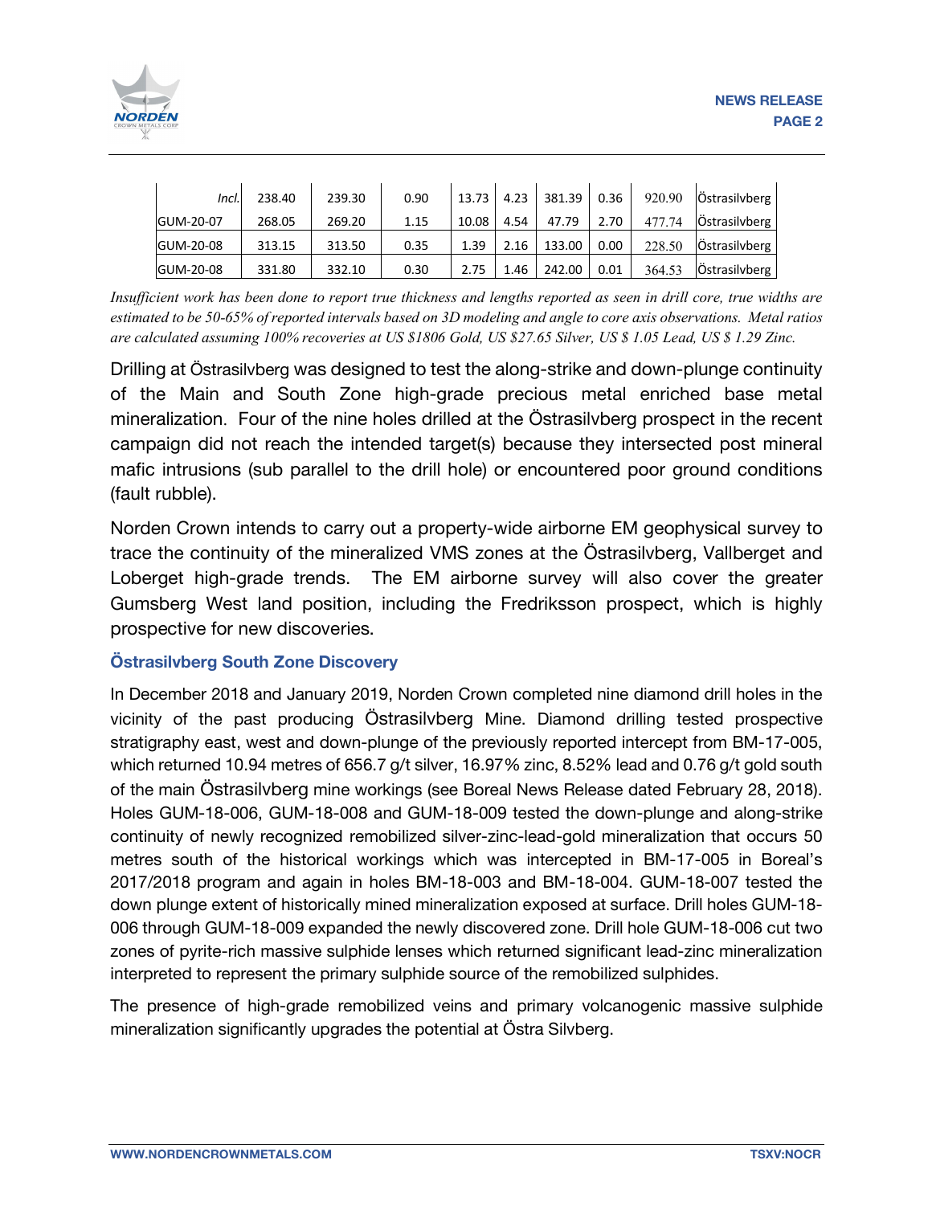| Incl. | 238.40 | 239.30 | 0.90 | 13.73 | 4.23 | 381.39 | 0.36 | 920.90 | Östrasilvberg |
|---|---|---|---|---|---|---|---|---|---|
| GUM-20-07 | 268.05 | 269.20 | 1.15 | 10.08 | 4.54 | 47.79 | 2.70 | 477.74 | Östrasilvberg |
| GUM-20-08 | 313.15 | 313.50 | 0.35 | 1.39 | 2.16 | 133.00 | 0.00 | 228.50 | Östrasilvberg |
| GUM-20-08 | 331.80 | 332.10 | 0.30 | 2.75 | 1.46 | 242.00 | 0.01 | 364.53 | Östrasilvberg |

*Insufficient work has been done to report true thickness and lengths reported as seen in drill core, true widths are estimated to be 50-65% of reported intervals based on 3D modeling and angle to core axis observations. Metal ratios are calculated assuming 100% recoveries at US $1806 Gold, US $27.65 Silver, US $ 1.05 Lead, US $ 1.29 Zinc.*

Drilling at Östrasilvberg was designed to test the along-strike and down-plunge continuity of the Main and South Zone high-grade precious metal enriched base metal mineralization. Four of the nine holes drilled at the Östrasilvberg prospect in the recent campaign did not reach the intended target(s) because they intersected post mineral mafic intrusions (sub parallel to the drill hole) or encountered poor ground conditions (fault rubble).

Norden Crown intends to carry out a property-wide airborne EM geophysical survey to trace the continuity of the mineralized VMS zones at the Östrasilvberg, Vallberget and Loberget high-grade trends. The EM airborne survey will also cover the greater Gumsberg West land position, including the Fredriksson prospect, which is highly prospective for new discoveries.

### Östrasilvberg South Zone Discovery

In December 2018 and January 2019, Norden Crown completed nine diamond drill holes in the vicinity of the past producing Östrasilvberg Mine. Diamond drilling tested prospective stratigraphy east, west and down-plunge of the previously reported intercept from BM-17-005, which returned 10.94 metres of 656.7 g/t silver, 16.97% zinc, 8.52% lead and 0.76 g/t gold south of the main Östrasilvberg mine workings (see Boreal News Release dated February 28, 2018). Holes GUM-18-006, GUM-18-008 and GUM-18-009 tested the down-plunge and along-strike continuity of newly recognized remobilized silver-zinc-lead-gold mineralization that occurs 50 metres south of the historical workings which was intercepted in BM-17-005 in Boreal's 2017/2018 program and again in holes BM-18-003 and BM-18-004. GUM-18-007 tested the down plunge extent of historically mined mineralization exposed at surface. Drill holes GUM-18-006 through GUM-18-009 expanded the newly discovered zone. Drill hole GUM-18-006 cut two zones of pyrite-rich massive sulphide lenses which returned significant lead-zinc mineralization interpreted to represent the primary sulphide source of the remobilized sulphides.

The presence of high-grade remobilized veins and primary volcanogenic massive sulphide mineralization significantly upgrades the potential at Östra Silvberg.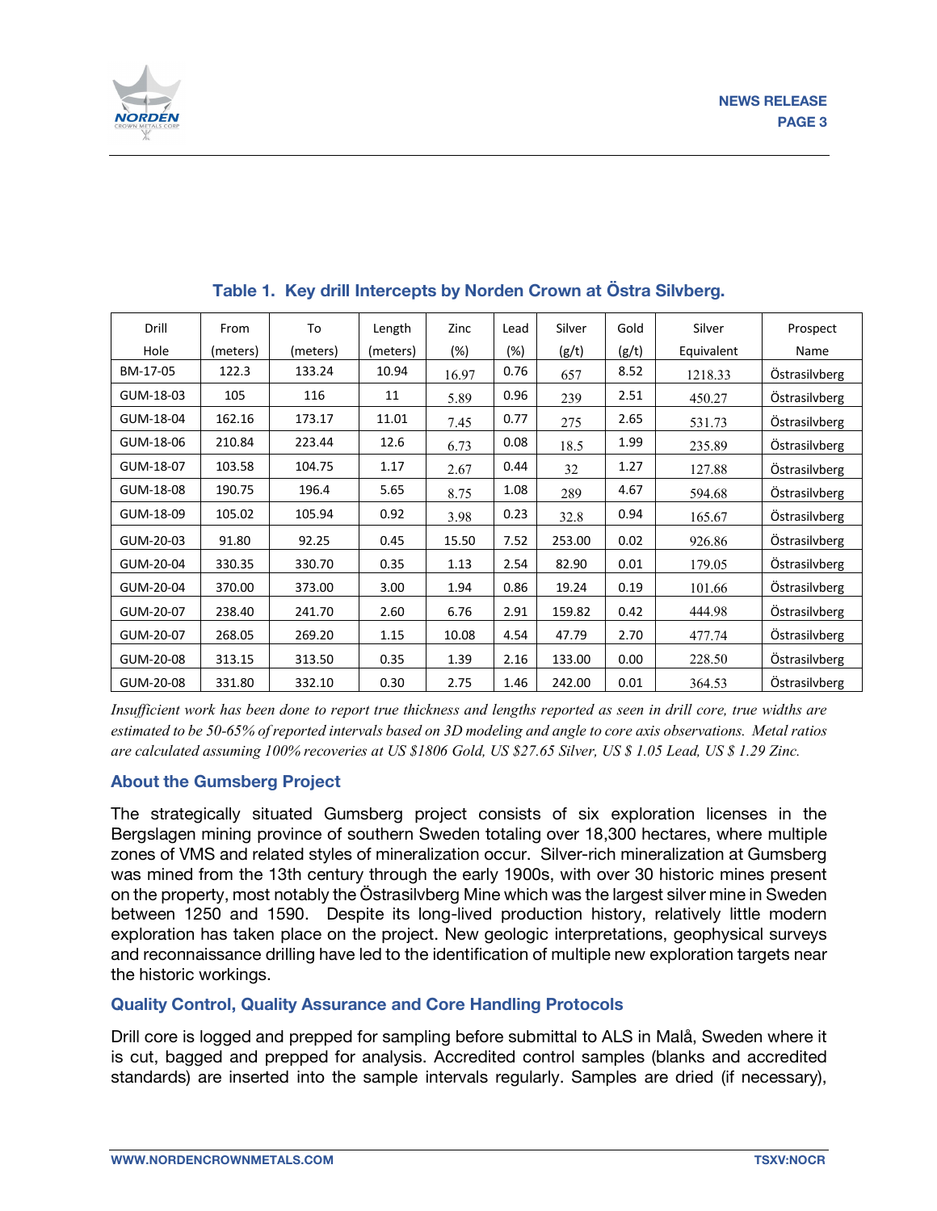**Table 1. Key drill Intercepts by Norden Crown at Östra Silvberg.**

| Drill Hole | From (meters) | To (meters) | Length (meters) | Zinc (%) | Lead (%) | Silver (g/t) | Gold (g/t) | Silver Equivalent | Prospect Name |
|---|---|---|---|---|---|---|---|---|---|
| BM-17-05 | 122.3 | 133.24 | 10.94 | 16.97 | 0.76 | 657 | 8.52 | 1218.33 | Östrasilvberg |
| GUM-18-03 | 105 | 116 | 11 | 5.89 | 0.96 | 239 | 2.51 | 450.27 | Östrasilvberg |
| GUM-18-04 | 162.16 | 173.17 | 11.01 | 7.45 | 0.77 | 275 | 2.65 | 531.73 | Östrasilvberg |
| GUM-18-06 | 210.84 | 223.44 | 12.6 | 6.73 | 0.08 | 18.5 | 1.99 | 235.89 | Östrasilvberg |
| GUM-18-07 | 103.58 | 104.75 | 1.17 | 2.67 | 0.44 | 32 | 1.27 | 127.88 | Östrasilvberg |
| GUM-18-08 | 190.75 | 196.4 | 5.65 | 8.75 | 1.08 | 289 | 4.67 | 594.68 | Östrasilvberg |
| GUM-18-09 | 105.02 | 105.94 | 0.92 | 3.98 | 0.23 | 32.8 | 0.94 | 165.67 | Östrasilvberg |
| GUM-20-03 | 91.80 | 92.25 | 0.45 | 15.50 | 7.52 | 253.00 | 0.02 | 926.86 | Östrasilvberg |
| GUM-20-04 | 330.35 | 330.70 | 0.35 | 1.13 | 2.54 | 82.90 | 0.01 | 179.05 | Östrasilvberg |
| GUM-20-04 | 370.00 | 373.00 | 3.00 | 1.94 | 0.86 | 19.24 | 0.19 | 101.66 | Östrasilvberg |
| GUM-20-07 | 238.40 | 241.70 | 2.60 | 6.76 | 2.91 | 159.82 | 0.42 | 444.98 | Östrasilvberg |
| GUM-20-07 | 268.05 | 269.20 | 1.15 | 10.08 | 4.54 | 47.79 | 2.70 | 477.74 | Östrasilvberg |
| GUM-20-08 | 313.15 | 313.50 | 0.35 | 1.39 | 2.16 | 133.00 | 0.00 | 228.50 | Östrasilvberg |
| GUM-20-08 | 331.80 | 332.10 | 0.30 | 2.75 | 1.46 | 242.00 | 0.01 | 364.53 | Östrasilvberg |

*Insufficient work has been done to report true thickness and lengths reported as seen in drill core, true widths are estimated to be 50-65% of reported intervals based on 3D modeling and angle to core axis observations. Metal ratios are calculated assuming 100% recoveries at US $1806 Gold, US $27.65 Silver, US $ 1.05 Lead, US $ 1.29 Zinc.*

## About the Gumsberg Project

The strategically situated Gumsberg project consists of six exploration licenses in the Bergslagen mining province of southern Sweden totaling over 18,300 hectares, where multiple zones of VMS and related styles of mineralization occur. Silver-rich mineralization at Gumsberg was mined from the 13th century through the early 1900s, with over 30 historic mines present on the property, most notably the Östrasilvberg Mine which was the largest silver mine in Sweden between 1250 and 1590. Despite its long-lived production history, relatively little modern exploration has taken place on the project. New geologic interpretations, geophysical surveys and reconnaissance drilling have led to the identification of multiple new exploration targets near the historic workings.

## Quality Control, Quality Assurance and Core Handling Protocols

Drill core is logged and prepped for sampling before submittal to ALS in Malå, Sweden where it is cut, bagged and prepped for analysis. Accredited control samples (blanks and accredited standards) are inserted into the sample intervals regularly. Samples are dried (if necessary),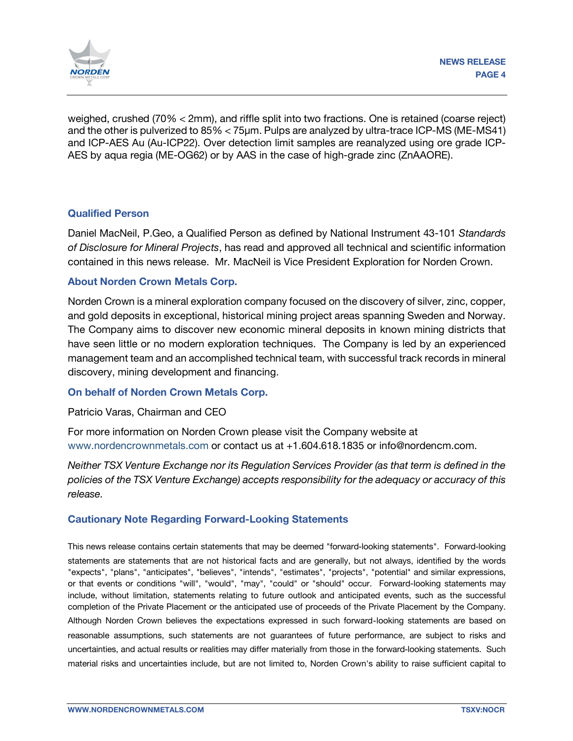weighed, crushed (70% < 2mm), and riffle split into two fractions. One is retained (coarse reject) and the other is pulverized to 85% < 75µm. Pulps are analyzed by ultra-trace ICP-MS (ME-MS41) and ICP-AES Au (Au-ICP22). Over detection limit samples are reanalyzed using ore grade ICP-AES by aqua regia (ME-OG62) or by AAS in the case of high-grade zinc (ZnAAORE).

## Qualified Person

Daniel MacNeil, P.Geo, a Qualified Person as defined by National Instrument 43-101 *Standards of Disclosure for Mineral Projects*, has read and approved all technical and scientific information contained in this news release. Mr. MacNeil is Vice President Exploration for Norden Crown.

## About Norden Crown Metals Corp.

Norden Crown is a mineral exploration company focused on the discovery of silver, zinc, copper, and gold deposits in exceptional, historical mining project areas spanning Sweden and Norway. The Company aims to discover new economic mineral deposits in known mining districts that have seen little or no modern exploration techniques. The Company is led by an experienced management team and an accomplished technical team, with successful track records in mineral discovery, mining development and financing.

## On behalf of Norden Crown Metals Corp.

Patricio Varas, Chairman and CEO

For more information on Norden Crown please visit the Company website at www.nordencrownmetals.com or contact us at +1.604.618.1835 or info@nordencm.com.

*Neither TSX Venture Exchange nor its Regulation Services Provider (as that term is defined in the policies of the TSX Venture Exchange) accepts responsibility for the adequacy or accuracy of this release.*

## Cautionary Note Regarding Forward-Looking Statements

This news release contains certain statements that may be deemed "forward-looking statements". Forward-looking statements are statements that are not historical facts and are generally, but not always, identified by the words "expects", "plans", "anticipates", "believes", "intends", "estimates", "projects", "potential" and similar expressions, or that events or conditions "will", "would", "may", "could" or "should" occur. Forward-looking statements may include, without limitation, statements relating to future outlook and anticipated events, such as the successful completion of the Private Placement or the anticipated use of proceeds of the Private Placement by the Company. Although Norden Crown believes the expectations expressed in such forward-looking statements are based on reasonable assumptions, such statements are not guarantees of future performance, are subject to risks and uncertainties, and actual results or realities may differ materially from those in the forward-looking statements. Such material risks and uncertainties include, but are not limited to, Norden Crown's ability to raise sufficient capital to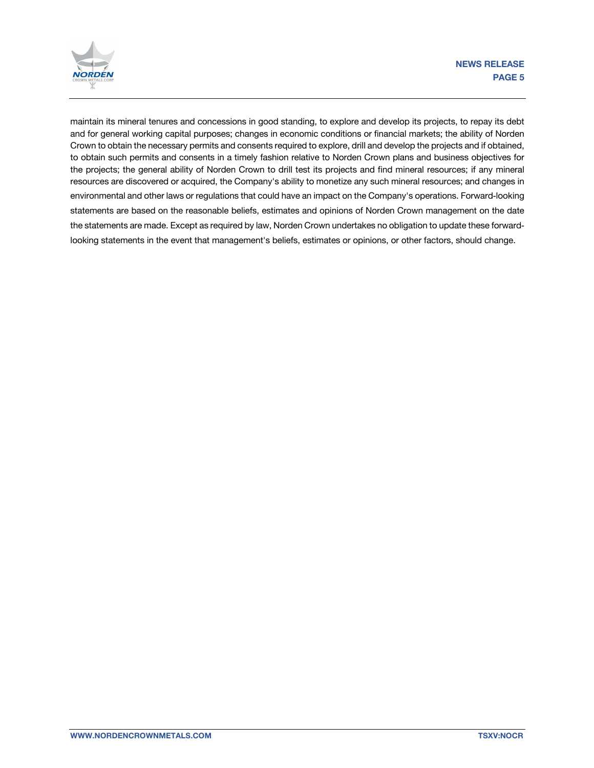maintain its mineral tenures and concessions in good standing, to explore and develop its projects, to repay its debt and for general working capital purposes; changes in economic conditions or financial markets; the ability of Norden Crown to obtain the necessary permits and consents required to explore, drill and develop the projects and if obtained, to obtain such permits and consents in a timely fashion relative to Norden Crown plans and business objectives for the projects; the general ability of Norden Crown to drill test its projects and find mineral resources; if any mineral resources are discovered or acquired, the Company's ability to monetize any such mineral resources; and changes in environmental and other laws or regulations that could have an impact on the Company's operations. Forward-looking statements are based on the reasonable beliefs, estimates and opinions of Norden Crown management on the date the statements are made. Except as required by law, Norden Crown undertakes no obligation to update these forward-looking statements in the event that management's beliefs, estimates or opinions, or other factors, should change.